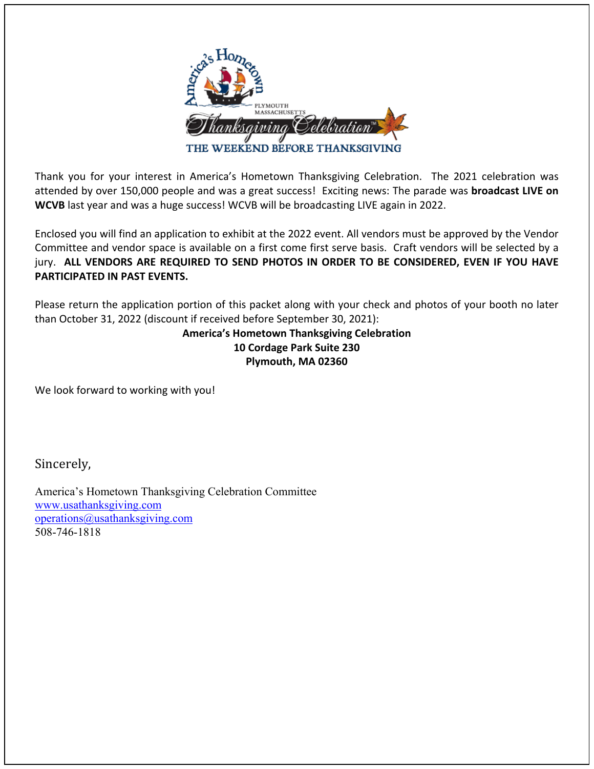America's Hometown

PLYMOUTH MASSACHUSETTS

Thanksgiving Celebration™

THE WEEKEND BEFORE THANKSGIVING

Thank you for your interest in America's Hometown Thanksgiving Celebration. The 2021 celebration was attended by over 150,000 people and was a great success! Exciting news: The parade was **broadcast LIVE on WCVB** last year and was a huge success! WCVB will be broadcasting LIVE again in 2022.

Enclosed you will find an application to exhibit at the 2022 event. All vendors must be approved by the Vendor Committee and vendor space is available on a first come first serve basis. Craft vendors will be selected by a jury. **ALL VENDORS ARE REQUIRED TO SEND PHOTOS IN ORDER TO BE CONSIDERED, EVEN IF YOU HAVE PARTICIPATED IN PAST EVENTS.**

Please return the application portion of this packet along with your check and photos of your booth no later than October 31, 2022 (discount if received before September 30, 2021):

**America's Hometown Thanksgiving Celebration**
**10 Cordage Park Suite 230**
**Plymouth, MA 02360**

We look forward to working with you!

Sincerely,

America's Hometown Thanksgiving Celebration Committee
www.usathanksgiving.com
operations@usathanksgiving.com
508-746-1818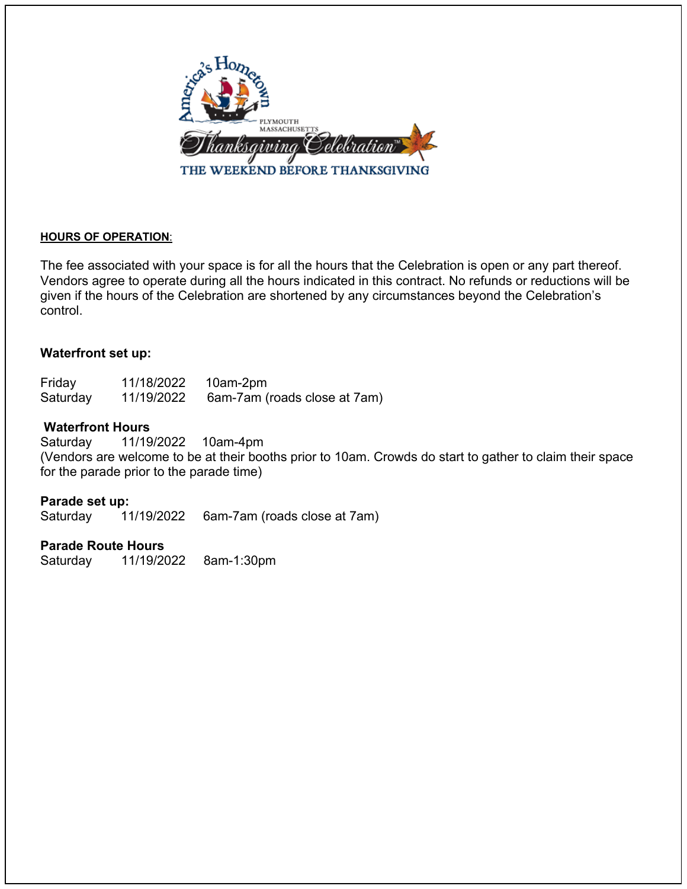## HOURS OF OPERATION:

The fee associated with your space is for all the hours that the Celebration is open or any part thereof. Vendors agree to operate during all the hours indicated in this contract. No refunds or reductions will be given if the hours of the Celebration are shortened by any circumstances beyond the Celebration's control.

**Waterfront set up:**

Friday 11/18/2022 10am-2pm
Saturday 11/19/2022 6am-7am (roads close at 7am)

**Waterfront Hours**
Saturday 11/19/2022 10am-4pm
(Vendors are welcome to be at their booths prior to 10am. Crowds do start to gather to claim their space for the parade prior to the parade time)

**Parade set up:**
Saturday 11/19/2022 6am-7am (roads close at 7am)

**Parade Route Hours**
Saturday 11/19/2022 8am-1:30pm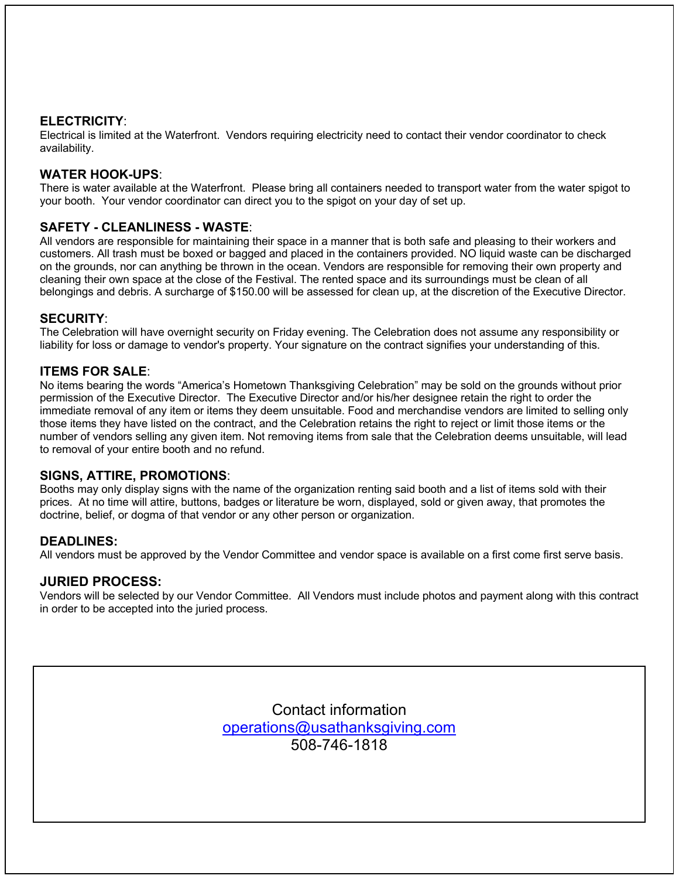**ELECTRICITY**:
Electrical is limited at the Waterfront. Vendors requiring electricity need to contact their vendor coordinator to check availability.

**WATER HOOK-UPS**:
There is water available at the Waterfront. Please bring all containers needed to transport water from the water spigot to your booth. Your vendor coordinator can direct you to the spigot on your day of set up.

**SAFETY - CLEANLINESS - WASTE**:
All vendors are responsible for maintaining their space in a manner that is both safe and pleasing to their workers and customers. All trash must be boxed or bagged and placed in the containers provided. NO liquid waste can be discharged on the grounds, nor can anything be thrown in the ocean. Vendors are responsible for removing their own property and cleaning their own space at the close of the Festival. The rented space and its surroundings must be clean of all belongings and debris. A surcharge of $150.00 will be assessed for clean up, at the discretion of the Executive Director.

**SECURITY**:
The Celebration will have overnight security on Friday evening. The Celebration does not assume any responsibility or liability for loss or damage to vendor's property. Your signature on the contract signifies your understanding of this.

**ITEMS FOR SALE**:
No items bearing the words "America's Hometown Thanksgiving Celebration" may be sold on the grounds without prior permission of the Executive Director. The Executive Director and/or his/her designee retain the right to order the immediate removal of any item or items they deem unsuitable. Food and merchandise vendors are limited to selling only those items they have listed on the contract, and the Celebration retains the right to reject or limit those items or the number of vendors selling any given item. Not removing items from sale that the Celebration deems unsuitable, will lead to removal of your entire booth and no refund.

**SIGNS, ATTIRE, PROMOTIONS**:
Booths may only display signs with the name of the organization renting said booth and a list of items sold with their prices. At no time will attire, buttons, badges or literature be worn, displayed, sold or given away, that promotes the doctrine, belief, or dogma of that vendor or any other person or organization.

**DEADLINES:**
All vendors must be approved by the Vendor Committee and vendor space is available on a first come first serve basis.

**JURIED PROCESS:**
Vendors will be selected by our Vendor Committee. All Vendors must include photos and payment along with this contract in order to be accepted into the juried process.

Contact information
operations@usathanksgiving.com
508-746-1818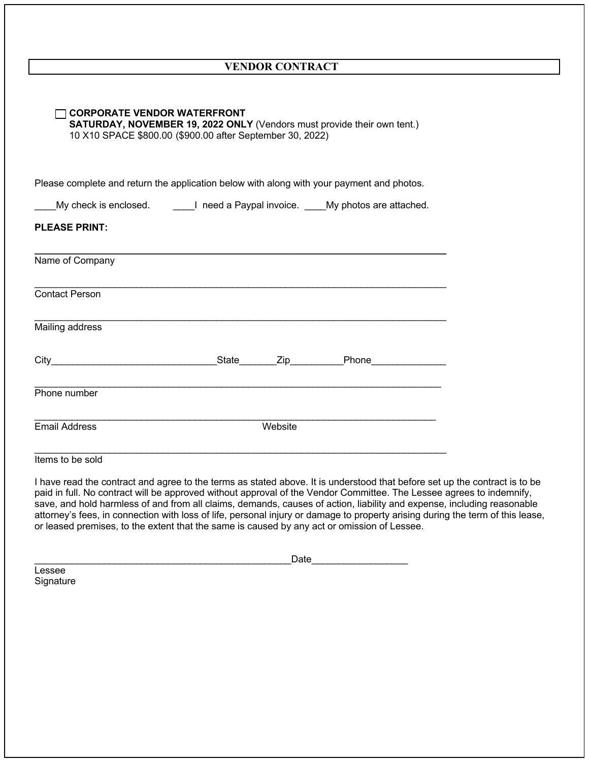# VENDOR CONTRACT

☐ **CORPORATE VENDOR WATERFRONT**
**SATURDAY, NOVEMBER 19, 2022 ONLY** (Vendors must provide their own tent.)
10 X10 SPACE $800.00 ($900.00 after September 30, 2022)

Please complete and return the application below with along with your payment and photos.

____My check is enclosed. ____I need a Paypal invoice. ____My photos are attached.

**PLEASE PRINT:**

______________________________________________________________________________
Name of Company

______________________________________________________________________________
Contact Person

______________________________________________________________________________
Mailing address

City______________________________State_______Zip__________Phone______________

______________________________________________________________________________
Phone number

______________________________________________________________________________
Email Address Website

______________________________________________________________________________
Items to be sold

I have read the contract and agree to the terms as stated above. It is understood that before set up the contract is to be paid in full. No contract will be approved without approval of the Vendor Committee. The Lessee agrees to indemnify, save, and hold harmless of and from all claims, demands, causes of action, liability and expense, including reasonable attorney's fees, in connection with loss of life, personal injury or damage to property arising during the term of this lease, or leased premises, to the extent that the same is caused by any act or omission of Lessee.

_______________________________________________Date__________________
Lessee
Signature